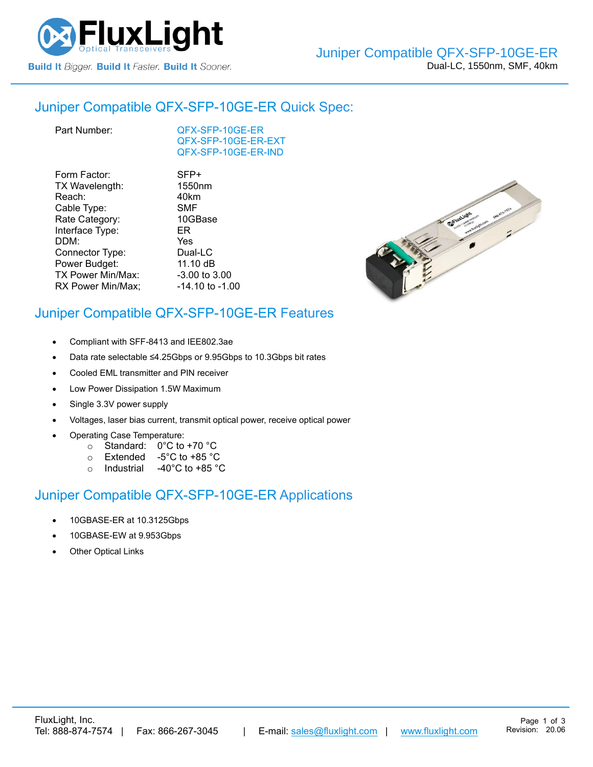# Juniper Compatible QFX-SFP-10GE-ER

Dual-LC, 1550nm, SMF, 40km

## Juniper Compatible QFX-SFP-10GE-ER Quick Spec:

| | |
|---|---|
| Part Number: | QFX-SFP-10GE-ER<br>QFX-SFP-10GE-ER-EXT<br>QFX-SFP-10GE-ER-IND |
| Form Factor: | SFP+ |
| TX Wavelength: | 1550nm |
| Reach: | 40km |
| Cable Type: | SMF |
| Rate Category: | 10GBase |
| Interface Type: | ER |
| DDM: | Yes |
| Connector Type: | Dual-LC |
| Power Budget: | 11.10 dB |
| TX Power Min/Max: | -3.00 to 3.00 |
| RX Power Min/Max; | -14.10 to -1.00 |

## Juniper Compatible QFX-SFP-10GE-ER Features

- Compliant with SFF-8413 and IEEE802.3ae
- Data rate selectable ≤4.25Gbps or 9.95Gbps to 10.3Gbps bit rates
- Cooled EML transmitter and PIN receiver
- Low Power Dissipation 1.5W Maximum
- Single 3.3V power supply
- Voltages, laser bias current, transmit optical power, receive optical power
- Operating Case Temperature:
  - Standard: 0°C to +70 °C
  - Extended -5°C to +85 °C
  - Industrial -40°C to +85 °C

## Juniper Compatible QFX-SFP-10GE-ER Applications

- 10GBASE-ER at 10.3125Gbps
- 10GBASE-EW at 9.953Gbps
- Other Optical Links

FluxLight, Inc.
Tel: 888-874-7574 | Fax: 866-267-3045 | E-mail: sales@fluxlight.com | www.fluxlight.com

Revision: 20.06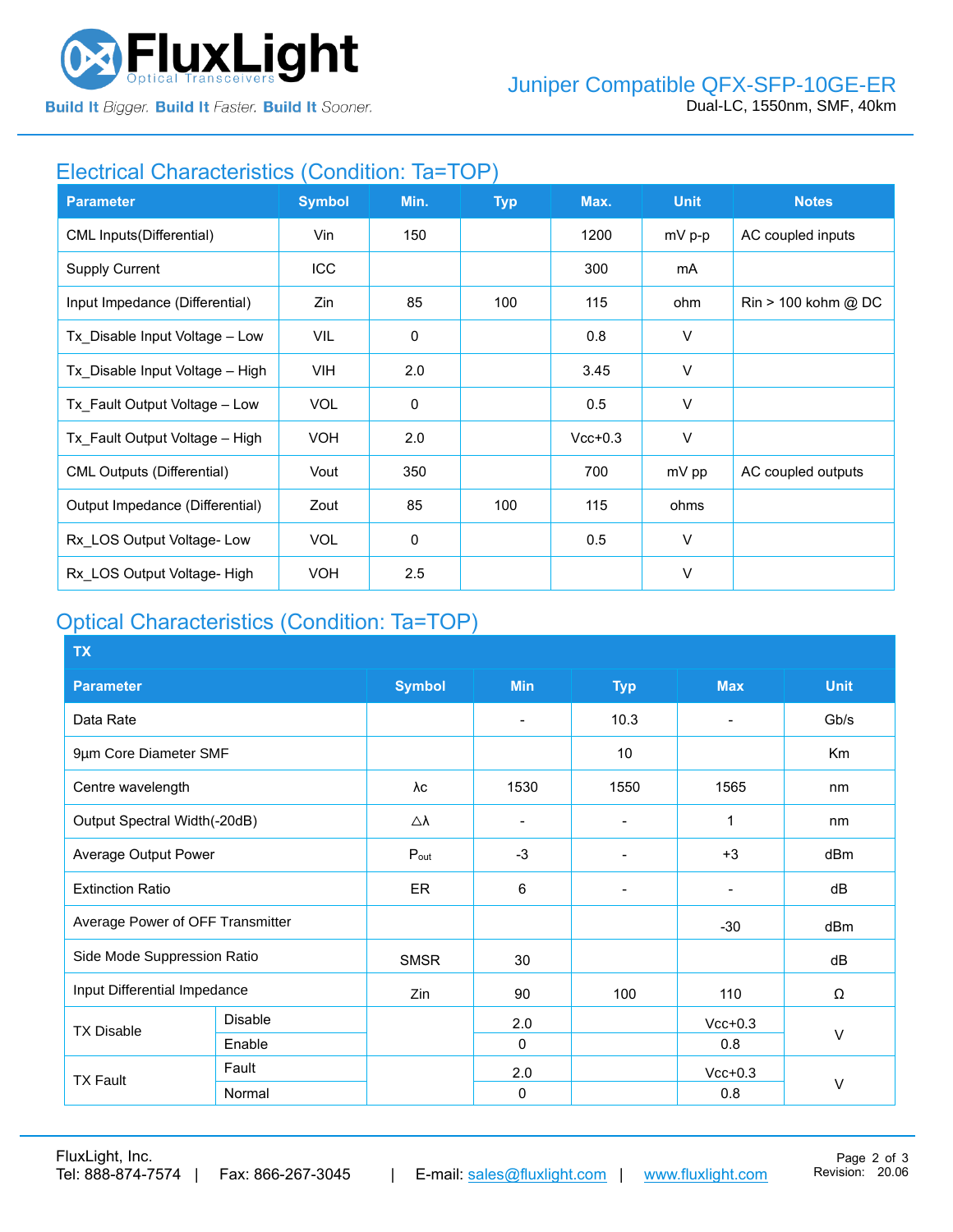## Electrical Characteristics (Condition: Ta=TOP)

| Parameter | Symbol | Min. | Typ | Max. | Unit | Notes |
|---|---|---|---|---|---|---|
| CML Inputs(Differential) | Vin | 150 | | 1200 | mV p-p | AC coupled inputs |
| Supply Current | ICC | | | 300 | mA | |
| Input Impedance (Differential) | Zin | 85 | 100 | 115 | ohm | Rin > 100 kohm @ DC |
| Tx_Disable Input Voltage – Low | VIL | 0 | | 0.8 | V | |
| Tx_Disable Input Voltage – High | VIH | 2.0 | | 3.45 | V | |
| Tx_Fault Output Voltage – Low | VOL | 0 | | 0.5 | V | |
| Tx_Fault Output Voltage – High | VOH | 2.0 | | Vcc+0.3 | V | |
| CML Outputs (Differential) | Vout | 350 | | 700 | mV pp | AC coupled outputs |
| Output Impedance (Differential) | Zout | 85 | 100 | 115 | ohms | |
| Rx_LOS Output Voltage- Low | VOL | 0 | | 0.5 | V | |
| Rx_LOS Output Voltage- High | VOH | 2.5 | | | V | |

## Optical Characteristics (Condition: Ta=TOP)

| TX | | | | | | |
|---|---|---|---|---|---|---|
| **Parameter** | | **Symbol** | **Min** | **Typ** | **Max** | **Unit** |
| Data Rate | | | - | 10.3 | - | Gb/s |
| 9µm Core Diameter SMF | | | | 10 | | Km |
| Centre wavelength | | λc | 1530 | 1550 | 1565 | nm |
| Output Spectral Width(-20dB) | | △λ | - | - | 1 | nm |
| Average Output Power | | $P_{out}$ | -3 | - | +3 | dBm |
| Extinction Ratio | | ER | 6 | - | - | dB |
| Average Power of OFF Transmitter | | | | | -30 | dBm |
| Side Mode Suppression Ratio | | SMSR | 30 | | | dB |
| Input Differential Impedance | | Zin | 90 | 100 | 110 | Ω |
| TX Disable | Disable | | 2.0 | | Vcc+0.3 | V |
| | Enable | | 0 | | 0.8 | |
| TX Fault | Fault | | 2.0 | | Vcc+0.3 | V |
| | Normal | | 0 | | 0.8 | |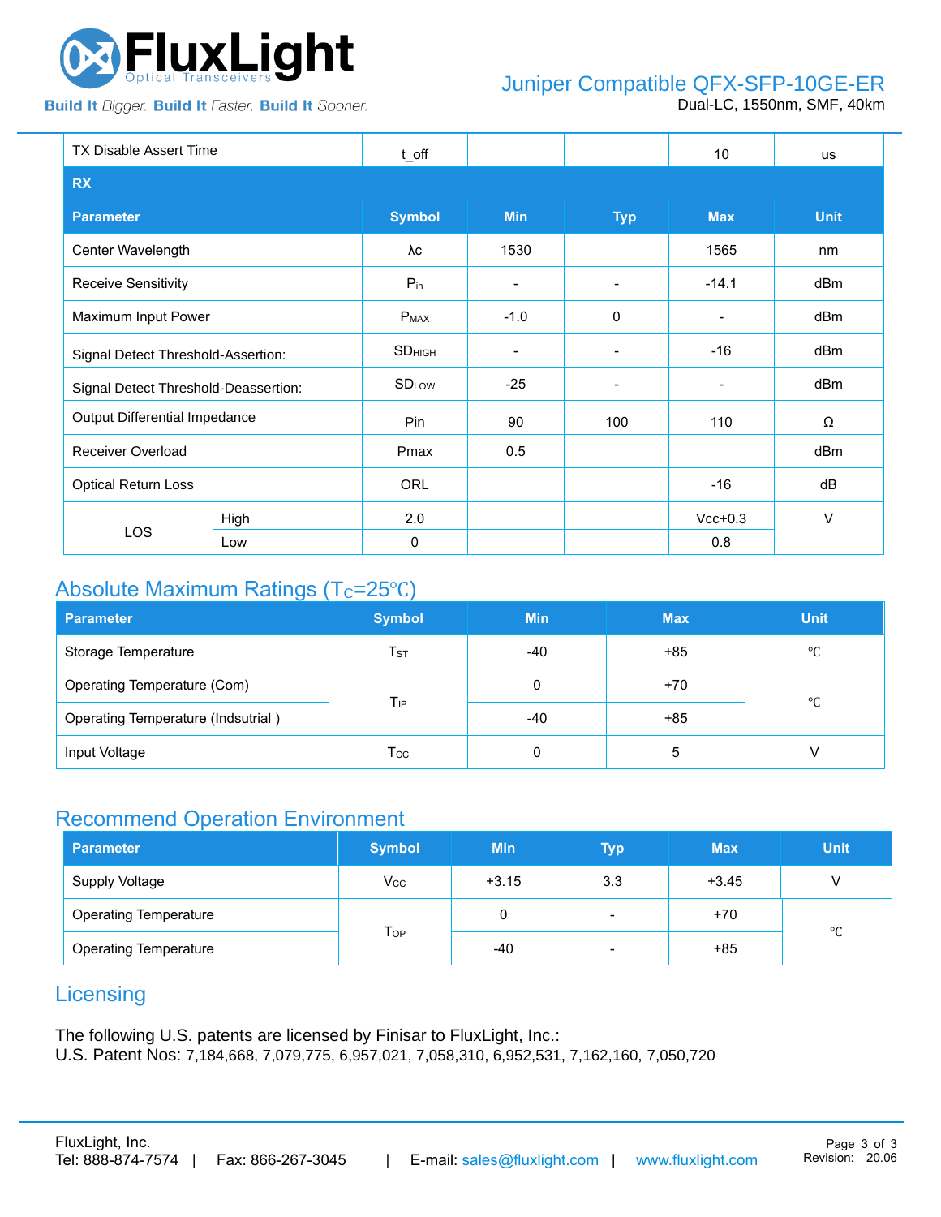| Parameter | | Symbol | Min | Typ | Max | Unit |
|---|---|---|---|---|---|---|
| TX Disable Assert Time | | t_off | | | 10 | us |
| **RX** | | | | | | |
| **Parameter** | | **Symbol** | **Min** | **Typ** | **Max** | **Unit** |
| Center Wavelength | | λc | 1530 | | 1565 | nm |
| Receive Sensitivity | | $P_{in}$ | - | - | -14.1 | dBm |
| Maximum Input Power | | $P_{MAX}$ | -1.0 | 0 | - | dBm |
| Signal Detect Threshold-Assertion: | | $SD_{HIGH}$ | - | - | -16 | dBm |
| Signal Detect Threshold-Deassertion: | | $SD_{LOW}$ | -25 | - | - | dBm |
| Output Differential Impedance | | Pin | 90 | 100 | 110 | Ω |
| Receiver Overload | | Pmax | 0.5 | | | dBm |
| Optical Return Loss | | ORL | | | -16 | dB |
| LOS | High | 2.0 | | | Vcc+0.3 | V |
| | Low | 0 | | | 0.8 | |

## Absolute Maximum Ratings ($T_C$=25℃)

| Parameter | Symbol | Min | Max | Unit |
|---|---|---|---|---|
| Storage Temperature | $T_{ST}$ | -40 | +85 | ℃ |
| Operating Temperature (Com) | $T_{IP}$ | 0 | +70 | ℃ |
| Operating Temperature (Indsutrial ) | | -40 | +85 | |
| Input Voltage | $T_{CC}$ | 0 | 5 | V |

## Recommend Operation Environment

| Parameter | Symbol | Min | Typ | Max | Unit |
|---|---|---|---|---|---|
| Supply Voltage | $V_{CC}$ | +3.15 | 3.3 | +3.45 | V |
| Operating Temperature | $T_{OP}$ | 0 | - | +70 | ℃ |
| Operating Temperature | | -40 | - | +85 | |

## Licensing

The following U.S. patents are licensed by Finisar to FluxLight, Inc.:
U.S. Patent Nos: 7,184,668, 7,079,775, 6,957,021, 7,058,310, 6,952,531, 7,162,160, 7,050,720